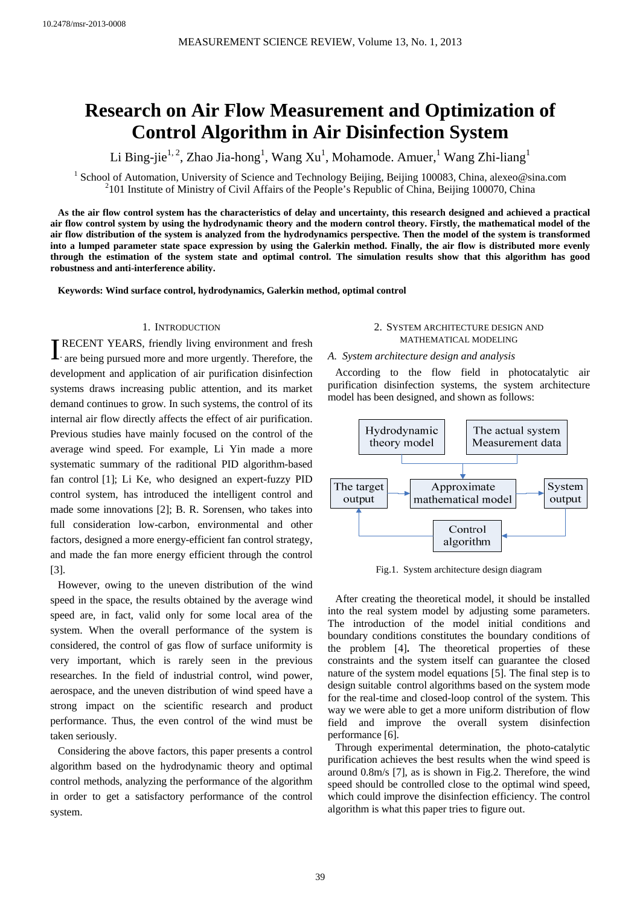10.2478/msr-2013-0008

# Research on Air Flow Measurement and Optimization of Control Algorithm in Air Disinfection System

Li Bing-jie[1, 2], Zhao Jia-hong[1], Wang Xu[1], Mohamode. Amuer,[1] Wang Zhi-liang[1]

[1] School of Automation, University of Science and Technology Beijing, Beijing 100083, China, alexeo@sina.com
[2]101 Institute of Ministry of Civil Affairs of the People's Republic of China, Beijing 100070, China

**As the air flow control system has the characteristics of delay and uncertainty, this research designed and achieved a practical air flow control system by using the hydrodynamic theory and the modern control theory. Firstly, the mathematical model of the air flow distribution of the system is analyzed from the hydrodynamics perspective. Then the model of the system is transformed into a lumped parameter state space expression by using the Galerkin method. Finally, the air flow is distributed more evenly through the estimation of the system state and optimal control. The simulation results show that this algorithm has good robustness and anti-interference ability.**

**Keywords: Wind surface control, hydrodynamics, Galerkin method, optimal control**

## 1. Introduction

In recent years, friendly living environment and fresh air are being pursued more and more urgently. Therefore, the development and application of air purification disinfection systems draws increasing public attention, and its market demand continues to grow. In such systems, the control of its internal air flow directly affects the effect of air purification. Previous studies have mainly focused on the control of the average wind speed. For example, Li Yin made a more systematic summary of the raditional PID algorithm-based fan control [1]; Li Ke, who designed an expert-fuzzy PID control system, has introduced the intelligent control and made some innovations [2]; B. R. Sorensen, who takes into full consideration low-carbon, environmental and other factors, designed a more energy-efficient fan control strategy, and made the fan more energy efficient through the control [3].

However, owing to the uneven distribution of the wind speed in the space, the results obtained by the average wind speed are, in fact, valid only for some local area of the system. When the overall performance of the system is considered, the control of gas flow of surface uniformity is very important, which is rarely seen in the previous researches. In the field of industrial control, wind power, aerospace, and the uneven distribution of wind speed have a strong impact on the scientific research and product performance. Thus, the even control of the wind must be taken seriously.

Considering the above factors, this paper presents a control algorithm based on the hydrodynamic theory and optimal control methods, analyzing the performance of the algorithm in order to get a satisfactory performance of the control system.

## 2. System Architecture Design and Mathematical Modeling

### *A. System architecture design and analysis*

According to the flow field in photocatalytic air purification disinfection systems, the system architecture model has been designed, and shown as follows:

Fig.1. System architecture design diagram

After creating the theoretical model, it should be installed into the real system model by adjusting some parameters. The introduction of the model initial conditions and boundary conditions constitutes the boundary conditions of the problem [4]. The theoretical properties of these constraints and the system itself can guarantee the closed nature of the system model equations [5]. The final step is to design suitable control algorithms based on the system mode for the real-time and closed-loop control of the system. This way we were able to get a more uniform distribution of flow field and improve the overall system disinfection performance [6].

Through experimental determination, the photo-catalytic purification achieves the best results when the wind speed is around 0.8m/s [7], as is shown in Fig.2. Therefore, the wind speed should be controlled close to the optimal wind speed, which could improve the disinfection efficiency. The control algorithm is what this paper tries to figure out.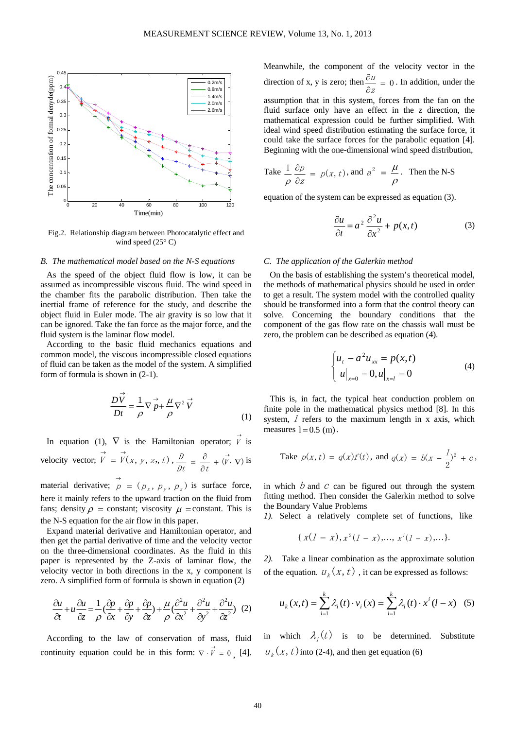Fig.2. Relationship diagram between Photocatalytic effect and wind speed (25° C)

### B. The mathematical model based on the N-S equations

As the speed of the object fluid flow is low, it can be assumed as incompressible viscous fluid. The wind speed in the chamber fits the parabolic distribution. Then take the inertial frame of reference for the study, and describe the object fluid in Euler mode. The air gravity is so low that it can be ignored. Take the fan force as the major force, and the fluid system is the laminar flow model.

According to the basic fluid mechanics equations and common model, the viscous incompressible closed equations of fluid can be taken as the model of the system. A simplified form of formula is shown in (2-1).

$$\frac{D\vec{V}}{Dt} = \frac{1}{\rho}\nabla\vec{p} + \frac{\mu}{\rho}\nabla^2\vec{V} \tag{1}$$

In equation (1), $\nabla$ is the Hamiltonian operator; $\vec{V}$ is velocity vector; $\vec{V} = \vec{V}(x, y, z,, t)$, $\frac{D}{Dt} = \frac{\partial}{\partial t} + (\vec{V}\cdot\nabla)$ is material derivative; $\vec{p} = (p_x, p_y, p_z)$ is surface force, here it mainly refers to the upward traction on the fluid from fans; density $\rho$ = constant; viscosity $\mu$ =constant. This is the N-S equation for the air flow in this paper.

Expand material derivative and Hamiltonian operator, and then get the partial derivative of time and the velocity vector on the three-dimensional coordinates. As the fluid in this paper is represented by the Z-axis of laminar flow, the velocity vector in both directions in the x, y component is zero. A simplified form of formula is shown in equation (2)

$$\frac{\partial u}{\partial t} + u\frac{\partial u}{\partial z} = \frac{1}{\rho}\left(\frac{\partial p}{\partial x} + \frac{\partial p}{\partial y} + \frac{\partial p}{\partial z}\right) + \frac{\mu}{\rho}\left(\frac{\partial^2 u}{\partial x^2} + \frac{\partial^2 u}{\partial y^2} + \frac{\partial^2 u}{\partial z^2}\right) \tag{2}$$

According to the law of conservation of mass, fluid continuity equation could be in this form: $\nabla\cdot\vec{V} = 0$, [4]. Meanwhile, the component of the velocity vector in the direction of x, y is zero; then $\frac{\partial u}{\partial z} = 0$. In addition, under the assumption that in this system, forces from the fan on the fluid surface only have an effect in the z direction, the mathematical expression could be further simplified. With ideal wind speed distribution estimating the surface force, it could take the surface forces for the parabolic equation [4]. Beginning with the one-dimensional wind speed distribution,

Take $\frac{1}{\rho}\frac{\partial p}{\partial z} = p(x, t)$, and $a^2 = \frac{\mu}{\rho}$. Then the N-S equation of the system can be expressed as equation (3).

$$\frac{\partial u}{\partial t} = a^2\frac{\partial^2 u}{\partial x^2} + p(x,t) \tag{3}$$

### C. The application of the Galerkin method

On the basis of establishing the system's theoretical model, the methods of mathematical physics should be used in order to get a result. The system model with the controlled quality should be transformed into a form that the control theory can solve. Concerning the boundary conditions that the component of the gas flow rate on the chassis wall must be zero, the problem can be described as equation (4).

$$\begin{cases} u_t - a^2 u_{xx} = p(x,t) \\ u\big|_{x=0} = 0, u\big|_{x=l} = 0 \end{cases} \tag{4}$$

This is, in fact, the typical heat conduction problem on finite pole in the mathematical physics method [8]. In this system, $l$ refers to the maximum length in x axis, which measures $l = 0.5$ (m).

Take $p(x,t) = q(x)f(t)$, and $q(x) = b(x - \frac{l}{2})^2 + c$,

in which $b$ and $c$ can be figured out through the system fitting method. Then consider the Galerkin method to solve the Boundary Value Problems

*1).* Select a relatively complete set of functions, like

$$\{x(l - x), x^2(l - x), \ldots, x^i(l - x), \ldots\}.$$

*2).* Take a linear combination as the approximate solution of the equation. $u_k(x,t)$, it can be expressed as follows:

$$u_k(x,t) = \sum_{i=1}^{k}\lambda_i(t)\cdot v_i(x) = \sum_{i=1}^{k}\lambda_i(t)\cdot x^i(l - x) \tag{5}$$

in which $\lambda_i(t)$ is to be determined. Substitute $u_k(x,t)$ into (2-4), and then get equation (6)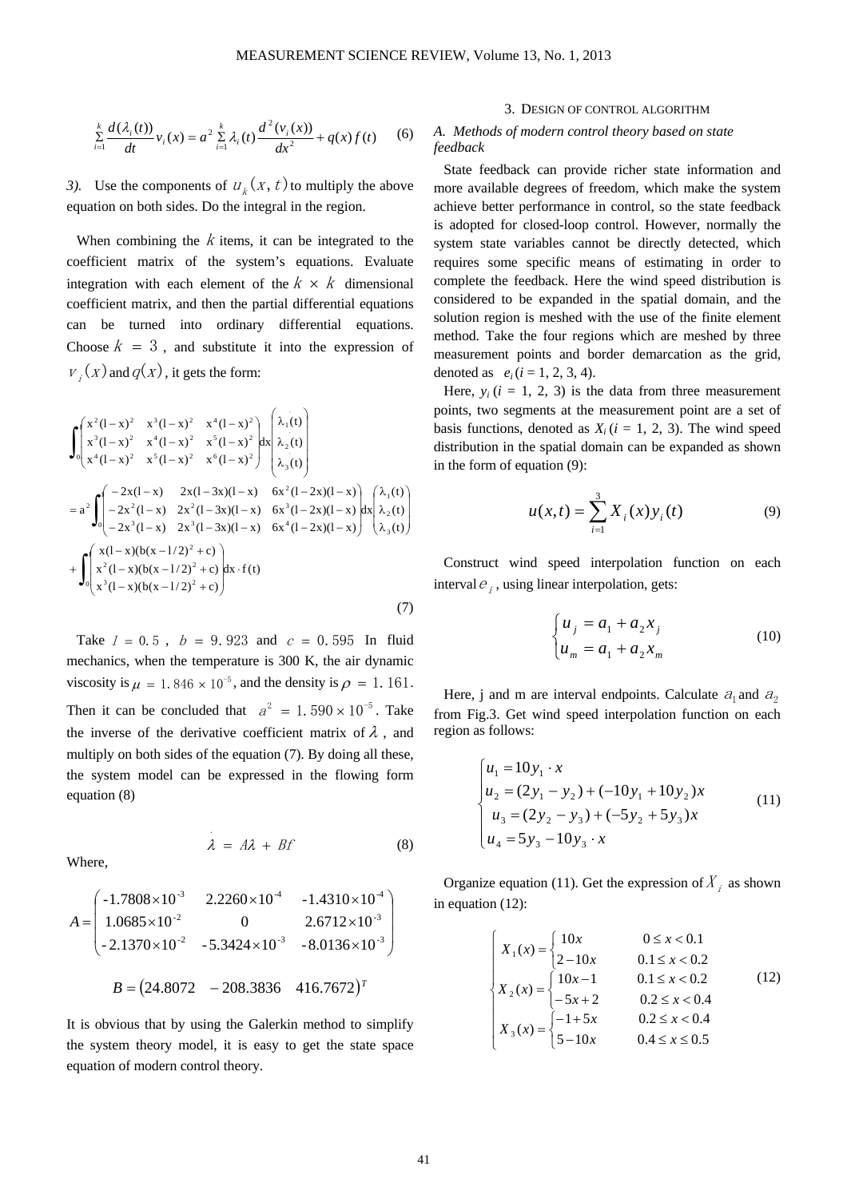$$\sum_{i=1}^{k} \frac{d(\lambda_i(t))}{dt} v_i(x) = a^2 \sum_{i=1}^{k} \lambda_i(t) \frac{d^2(v_i(x))}{dx^2} + q(x) f(t) \qquad (6)$$

*3).* Use the components of $u_k(x,t)$ to multiply the above equation on both sides. Do the integral in the region.

When combining the $k$ items, it can be integrated to the coefficient matrix of the system's equations. Evaluate integration with each element of the $k \times k$ dimensional coefficient matrix, and then the partial differential equations can be turned into ordinary differential equations. Choose $k = 3$, and substitute it into the expression of $v_i(x)$ and $q(x)$, it gets the form:

$$\int_0^l \begin{pmatrix} x^2(l-x)^2 & x^3(l-x)^2 & x^4(l-x)^2 \\ x^3(l-x)^2 & x^4(l-x)^2 & x^5(l-x)^2 \\ x^4(l-x)^2 & x^5(l-x)^2 & x^6(l-x)^2 \end{pmatrix} dx \begin{pmatrix} \dot{\lambda}_1(t) \\ \dot{\lambda}_2(t) \\ \dot{\lambda}_3(t) \end{pmatrix}$$
$$= a^2 \int_0^l \begin{pmatrix} -2x(l-x) & 2x(l-3x)(l-x) & 6x^2(l-2x)(l-x) \\ -2x^2(l-x) & 2x^2(l-3x)(l-x) & 6x^3(l-2x)(l-x) \\ -2x^3(l-x) & 2x^3(l-3x)(l-x) & 6x^4(l-2x)(l-x) \end{pmatrix} dx \begin{pmatrix} \lambda_1(t) \\ \lambda_2(t) \\ \lambda_3(t) \end{pmatrix}$$
$$+ \int_0^l \begin{pmatrix} x(l-x)(b(x-l/2)^2+c) \\ x^2(l-x)(b(x-l/2)^2+c) \\ x^3(l-x)(b(x-l/2)^2+c) \end{pmatrix} dx \cdot f(t) \qquad (7)$$

Take $l = 0.5$, $b = 9.923$ and $c = 0.595$ In fluid mechanics, when the temperature is 300 K, the air dynamic viscosity is $\mu = 1.846 \times 10^{-5}$, and the density is $\rho = 1.161$. Then it can be concluded that $a^2 = 1.590 \times 10^{-5}$. Take the inverse of the derivative coefficient matrix of $\lambda$, and multiply on both sides of the equation (7). By doing all these, the system model can be expressed in the flowing form equation (8)

$$\dot{\lambda} = A\lambda + Bf \qquad (8)$$

Where,

$$A = \begin{pmatrix} -1.7808\times10^{-3} & 2.2260\times10^{-4} & -1.4310\times10^{-4} \\ 1.0685\times10^{-2} & 0 & 2.6712\times10^{-3} \\ -2.1370\times10^{-2} & -5.3424\times10^{-3} & -8.0136\times10^{-3} \end{pmatrix}$$

$$B = \begin{pmatrix} 24.8072 & -208.3836 & 416.7672 \end{pmatrix}^T$$

It is obvious that by using the Galerkin method to simplify the system theory model, it is easy to get the state space equation of modern control theory.

## 3. Design of control algorithm

### A. Methods of modern control theory based on state feedback

State feedback can provide richer state information and more available degrees of freedom, which make the system achieve better performance in control, so the state feedback is adopted for closed-loop control. However, normally the system state variables cannot be directly detected, which requires some specific means of estimating in order to complete the feedback. Here the wind speed distribution is considered to be expanded in the spatial domain, and the solution region is meshed with the use of the finite element method. Take the four regions which are meshed by three measurement points and border demarcation as the grid, denoted as $e_i$ ($i$ = 1, 2, 3, 4).

Here, $y_i$ ($i$ = 1, 2, 3) is the data from three measurement points, two segments at the measurement point are a set of basis functions, denoted as $X_i$ ($i$ = 1, 2, 3). The wind speed distribution in the spatial domain can be expanded as shown in the form of equation (9):

$$u(x,t) = \sum_{i=1}^{3} X_i(x) y_i(t) \qquad (9)$$

Construct wind speed interpolation function on each interval $e_i$, using linear interpolation, gets:

$$\begin{cases} u_j = a_1 + a_2 x_j \\ u_m = a_1 + a_2 x_m \end{cases} \qquad (10)$$

Here, j and m are interval endpoints. Calculate $a_1$ and $a_2$ from Fig.3. Get wind speed interpolation function on each region as follows:

$$\begin{cases} u_1 = 10 y_1 \cdot x \\ u_2 = (2y_1 - y_2) + (-10y_1 + 10y_2)x \\ u_3 = (2y_2 - y_3) + (-5y_2 + 5y_3)x \\ u_4 = 5y_3 - 10y_3 \cdot x \end{cases} \qquad (11)$$

Organize equation (11). Get the expression of $X_i$ as shown in equation (12):

$$\begin{cases} X_1(x) = \begin{cases} 10x & 0 \le x < 0.1 \\ 2 - 10x & 0.1 \le x < 0.2 \end{cases} \\ X_2(x) = \begin{cases} 10x - 1 & 0.1 \le x < 0.2 \\ -5x + 2 & 0.2 \le x < 0.4 \end{cases} \\ X_3(x) = \begin{cases} -1 + 5x & 0.2 \le x < 0.4 \\ 5 - 10x & 0.4 \le x \le 0.5 \end{cases} \end{cases} \qquad (12)$$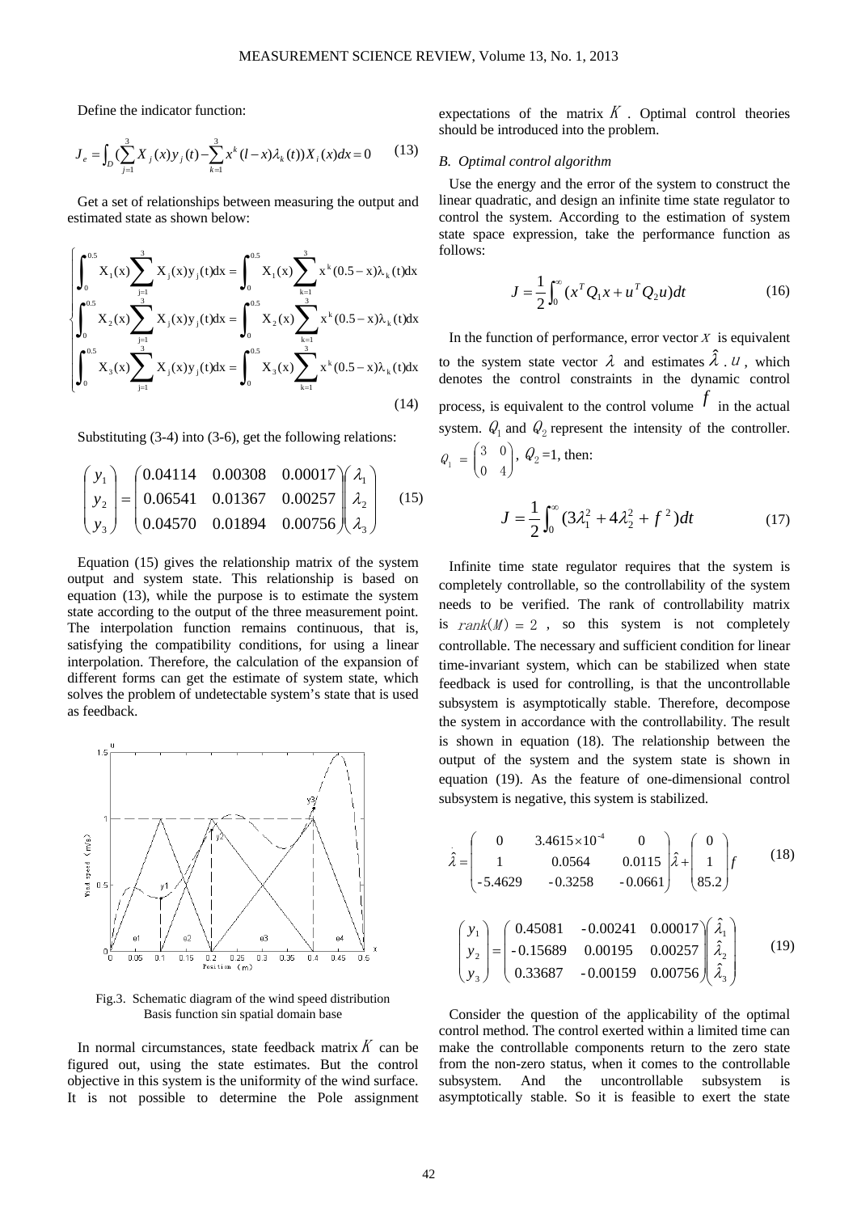Define the indicator function:

$$J_e = \int_D (\sum_{j=1}^{3} X_j(x) y_j(t) - \sum_{k=1}^{3} x^k (l-x)\lambda_k(t)) X_i(x) dx = 0 \qquad (13)$$

Get a set of relationships between measuring the output and estimated state as shown below:

$$\begin{cases} \int_0^{0.5} X_1(x) \sum_{j=1}^{3} X_j(x) y_j(t) dx = \int_0^{0.5} X_1(x) \sum_{k=1}^{3} x^k (0.5-x)\lambda_k(t) dx \\ \int_0^{0.5} X_2(x) \sum_{j=1}^{3} X_j(x) y_j(t) dx = \int_0^{0.5} X_2(x) \sum_{k=1}^{3} x^k (0.5-x)\lambda_k(t) dx \\ \int_0^{0.5} X_3(x) \sum_{j=1}^{3} X_j(x) y_j(t) dx = \int_0^{0.5} X_3(x) \sum_{k=1}^{3} x^k (0.5-x)\lambda_k(t) dx \end{cases} \qquad (14)$$

Substituting (3-4) into (3-6), get the following relations:

$$\begin{pmatrix} y_1 \\ y_2 \\ y_3 \end{pmatrix} = \begin{pmatrix} 0.04114 & 0.00308 & 0.00017 \\ 0.06541 & 0.01367 & 0.00257 \\ 0.04570 & 0.01894 & 0.00756 \end{pmatrix} \begin{pmatrix} \lambda_1 \\ \lambda_2 \\ \lambda_3 \end{pmatrix} \qquad (15)$$

Equation (15) gives the relationship matrix of the system output and system state. This relationship is based on equation (13), while the purpose is to estimate the system state according to the output of the three measurement point. The interpolation function remains continuous, that is, satisfying the compatibility conditions, for using a linear interpolation. Therefore, the calculation of the expansion of different forms can get the estimate of system state, which solves the problem of undetectable system's state that is used as feedback.

Fig.3. Schematic diagram of the wind speed distribution Basis function sin spatial domain base

In normal circumstances, state feedback matrix $K$ can be figured out, using the state estimates. But the control objective in this system is the uniformity of the wind surface. It is not possible to determine the Pole assignment expectations of the matrix $K$. Optimal control theories should be introduced into the problem.

### B. Optimal control algorithm

Use the energy and the error of the system to construct the linear quadratic, and design an infinite time state regulator to control the system. According to the estimation of system state space expression, take the performance function as follows:

$$J = \frac{1}{2}\int_0^{\infty} (x^T Q_1 x + u^T Q_2 u) dt \qquad (16)$$

In the function of performance, error vector $x$ is equivalent to the system state vector $\lambda$ and estimates $\hat{\lambda}$. $u$, which denotes the control constraints in the dynamic control process, is equivalent to the control volume $f$ in the actual system. $Q_1$ and $Q_2$ represent the intensity of the controller. $Q_1 = \begin{pmatrix} 3 & 0 \\ 0 & 4 \end{pmatrix}$, $Q_2$ =1, then:

$$J = \frac{1}{2}\int_0^{\infty} (3\lambda_1^2 + 4\lambda_2^2 + f^2) dt \qquad (17)$$

Infinite time state regulator requires that the system is completely controllable, so the controllability of the system needs to be verified. The rank of controllability matrix is $rank(M) = 2$, so this system is not completely controllable. The necessary and sufficient condition for linear time-invariant system, which can be stabilized when state feedback is used for controlling, is that the uncontrollable subsystem is asymptotically stable. Therefore, decompose the system in accordance with the controllability. The result is shown in equation (18). The relationship between the output of the system and the system state is shown in equation (19). As the feature of one-dimensional control subsystem is negative, this system is stabilized.

$$\dot{\hat{\lambda}} = \begin{pmatrix} 0 & 3.4615\times 10^{-4} & 0 \\ 1 & 0.0564 & 0.0115 \\ -5.4629 & -0.3258 & -0.0661 \end{pmatrix} \hat{\lambda} + \begin{pmatrix} 0 \\ 1 \\ 85.2 \end{pmatrix} f \qquad (18)$$

$$\begin{pmatrix} y_1 \\ y_2 \\ y_3 \end{pmatrix} = \begin{pmatrix} 0.45081 & -0.00241 & 0.00017 \\ -0.15689 & 0.00195 & 0.00257 \\ 0.33687 & -0.00159 & 0.00756 \end{pmatrix} \begin{pmatrix} \hat{\lambda}_1 \\ \hat{\lambda}_2 \\ \hat{\lambda}_3 \end{pmatrix} \qquad (19)$$

Consider the question of the applicability of the optimal control method. The control exerted within a limited time can make the controllable components return to the zero state from the non-zero status, when it comes to the controllable subsystem. And the uncontrollable subsystem is asymptotically stable. So it is feasible to exert the state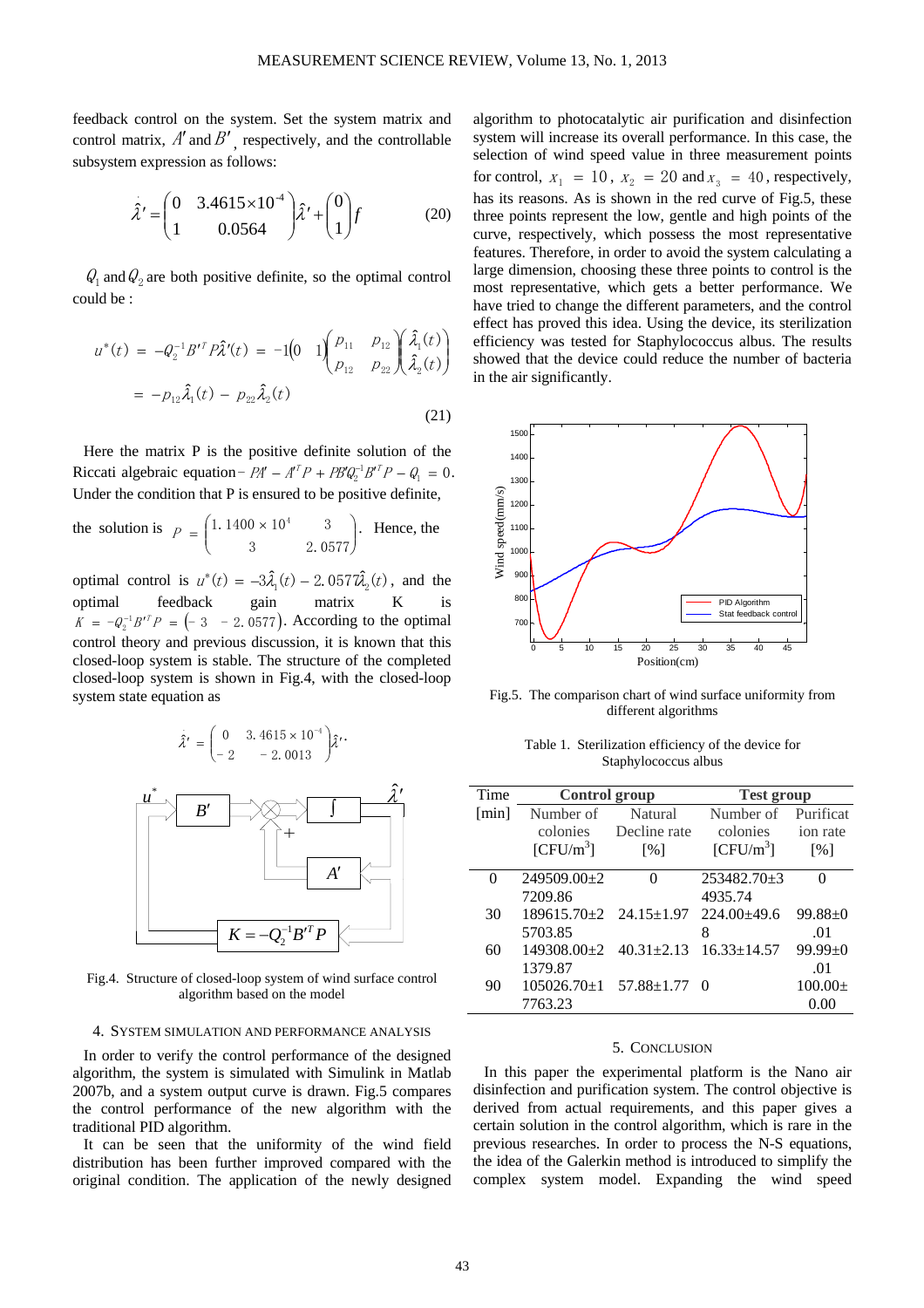feedback control on the system. Set the system matrix and control matrix, $A'$ and $B'$, respectively, and the controllable subsystem expression as follows:

$$\dot{\hat{\lambda}}' = \begin{pmatrix} 0 & 3.4615\times10^{-4} \\ 1 & 0.0564 \end{pmatrix}\hat{\lambda}' + \begin{pmatrix} 0 \\ 1 \end{pmatrix} f \tag{20}$$

$Q_1$ and $Q_2$ are both positive definite, so the optimal control could be :

$$u^*(t) = -Q_2^{-1}B'^T P\hat{\lambda}'(t) = -1\begin{pmatrix} 0 & 1 \end{pmatrix}\begin{pmatrix} p_{11} & p_{12} \\ p_{12} & p_{22} \end{pmatrix}\begin{pmatrix} \hat{\lambda}_1(t) \\ \hat{\lambda}_2(t) \end{pmatrix}$$
$$= -p_{12}\hat{\lambda}_1(t) - p_{22}\hat{\lambda}_2(t) \tag{21}$$

Here the matrix P is the positive definite solution of the Riccati algebraic equation $-PA' - A'^T P + PB'Q_2^{-1}B'^T P - Q_1 = 0$. Under the condition that P is ensured to be positive definite, the solution is $P = \begin{pmatrix} 1.1400\times10^4 & 3 \\ 3 & 2.0577 \end{pmatrix}$. Hence, the optimal control is $u^*(t) = -3\hat{\lambda}_1(t) - 2.0577\hat{\lambda}_2(t)$, and the optimal feedback gain matrix K is $K = -Q_2^{-1}B'^T P = \begin{pmatrix} -3 & -2.0577 \end{pmatrix}$. According to the optimal control theory and previous discussion, it is known that this closed-loop system is stable. The structure of the completed closed-loop system is shown in Fig.4, with the closed-loop system state equation as

$$\dot{\hat{\lambda}}' = \begin{pmatrix} 0 & 3.4615\times10^{-4} \\ -2 & -2.0013 \end{pmatrix}\hat{\lambda}'.$$

Fig.4. Structure of closed-loop system of wind surface control algorithm based on the model

## 4. System simulation and performance analysis

In order to verify the control performance of the designed algorithm, the system is simulated with Simulink in Matlab 2007b, and a system output curve is drawn. Fig.5 compares the control performance of the new algorithm with the traditional PID algorithm.

It can be seen that the uniformity of the wind field distribution has been further improved compared with the original condition. The application of the newly designed algorithm to photocatalytic air purification and disinfection system will increase its overall performance. In this case, the selection of wind speed value in three measurement points for control, $x_1 = 10$, $x_2 = 20$ and $x_3 = 40$, respectively, has its reasons. As is shown in the red curve of Fig.5, these three points represent the low, gentle and high points of the curve, respectively, which possess the most representative features. Therefore, in order to avoid the system calculating a large dimension, choosing these three points to control is the most representative, which gets a better performance. We have tried to change the different parameters, and the control effect has proved this idea. Using the device, its sterilization efficiency was tested for Staphylococcus albus. The results showed that the device could reduce the number of bacteria in the air significantly.

Fig.5. The comparison chart of wind surface uniformity from different algorithms

Table 1. Sterilization efficiency of the device for Staphylococcus albus

| Time [min] | Control group | | Test group | |
|---|---|---|---|---|
| | Number of colonies [CFU/m$^3$] | Natural Decline rate [%] | Number of colonies [CFU/m$^3$] | Purification rate [%] |
| 0 | 249509.00±27209.86 | 0 | 253482.70±34935.74 | 0 |
| 30 | 189615.70±25703.85 | 24.15±1.97 | 224.00±49.68 | 99.88±0.01 |
| 60 | 149308.00±21379.87 | 40.31±2.13 | 16.33±14.57 | 99.99±0.01 |
| 90 | 105026.70±17763.23 | 57.88±1.77 | 0 | 100.00±0.00 |

## 5. Conclusion

In this paper the experimental platform is the Nano air disinfection and purification system. The control objective is derived from actual requirements, and this paper gives a certain solution in the control algorithm, which is rare in the previous researches. In order to process the N-S equations, the idea of the Galerkin method is introduced to simplify the complex system model. Expanding the wind speed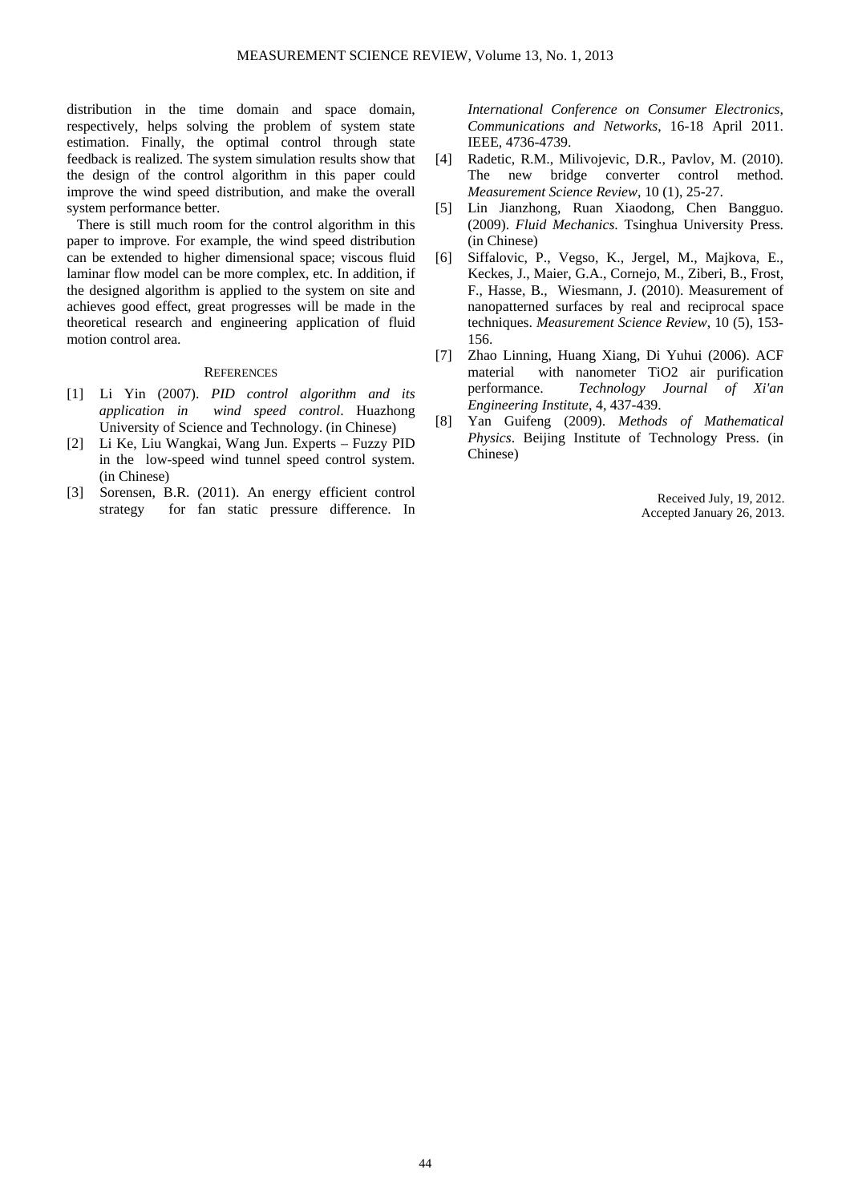distribution in the time domain and space domain, respectively, helps solving the problem of system state estimation. Finally, the optimal control through state feedback is realized. The system simulation results show that the design of the control algorithm in this paper could improve the wind speed distribution, and make the overall system performance better.

There is still much room for the control algorithm in this paper to improve. For example, the wind speed distribution can be extended to higher dimensional space; viscous fluid laminar flow model can be more complex, etc. In addition, if the designed algorithm is applied to the system on site and achieves good effect, great progresses will be made in the theoretical research and engineering application of fluid motion control area.

## REFERENCES

[1] Li Yin (2007). *PID control algorithm and its application in wind speed control*. Huazhong University of Science and Technology. (in Chinese)

[2] Li Ke, Liu Wangkai, Wang Jun. Experts – Fuzzy PID in the low-speed wind tunnel speed control system. (in Chinese)

[3] Sorensen, B.R. (2011). An energy efficient control strategy for fan static pressure difference. In *International Conference on Consumer Electronics, Communications and Networks*, 16-18 April 2011. IEEE, 4736-4739.

[4] Radetic, R.M., Milivojevic, D.R., Pavlov, M. (2010). The new bridge converter control method. *Measurement Science Review*, 10 (1), 25-27.

[5] Lin Jianzhong, Ruan Xiaodong, Chen Bangguo. (2009). *Fluid Mechanics*. Tsinghua University Press. (in Chinese)

[6] Siffalovic, P., Vegso, K., Jergel, M., Majkova, E., Keckes, J., Maier, G.A., Cornejo, M., Ziberi, B., Frost, F., Hasse, B., Wiesmann, J. (2010). Measurement of nanopatterned surfaces by real and reciprocal space techniques. *Measurement Science Review*, 10 (5), 153-156.

[7] Zhao Linning, Huang Xiang, Di Yuhui (2006). ACF material with nanometer $TiO_2$ air purification performance. *Technology Journal of Xi'an Engineering Institute*, 4, 437-439.

[8] Yan Guifeng (2009). *Methods of Mathematical Physics*. Beijing Institute of Technology Press. (in Chinese)

Received July, 19, 2012.
Accepted January 26, 2013.